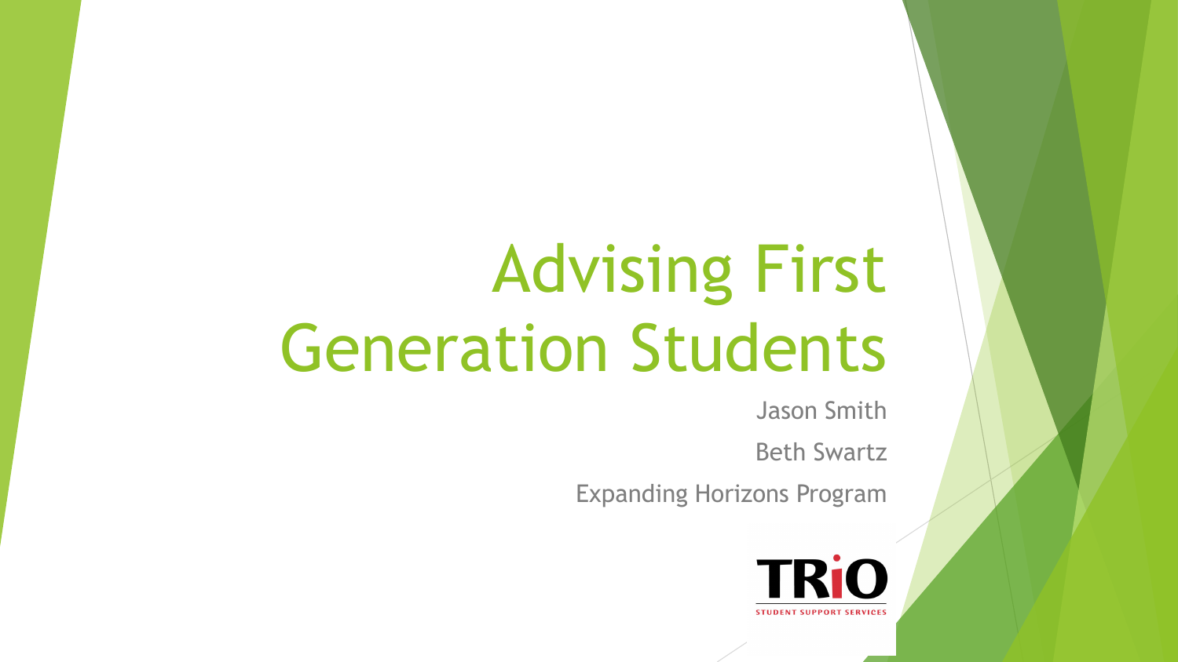# Advising First Generation Students

Jason Smith

Beth Swartz

Expanding Horizons Program

TRiO

STUDENT SUPPORT SERVICES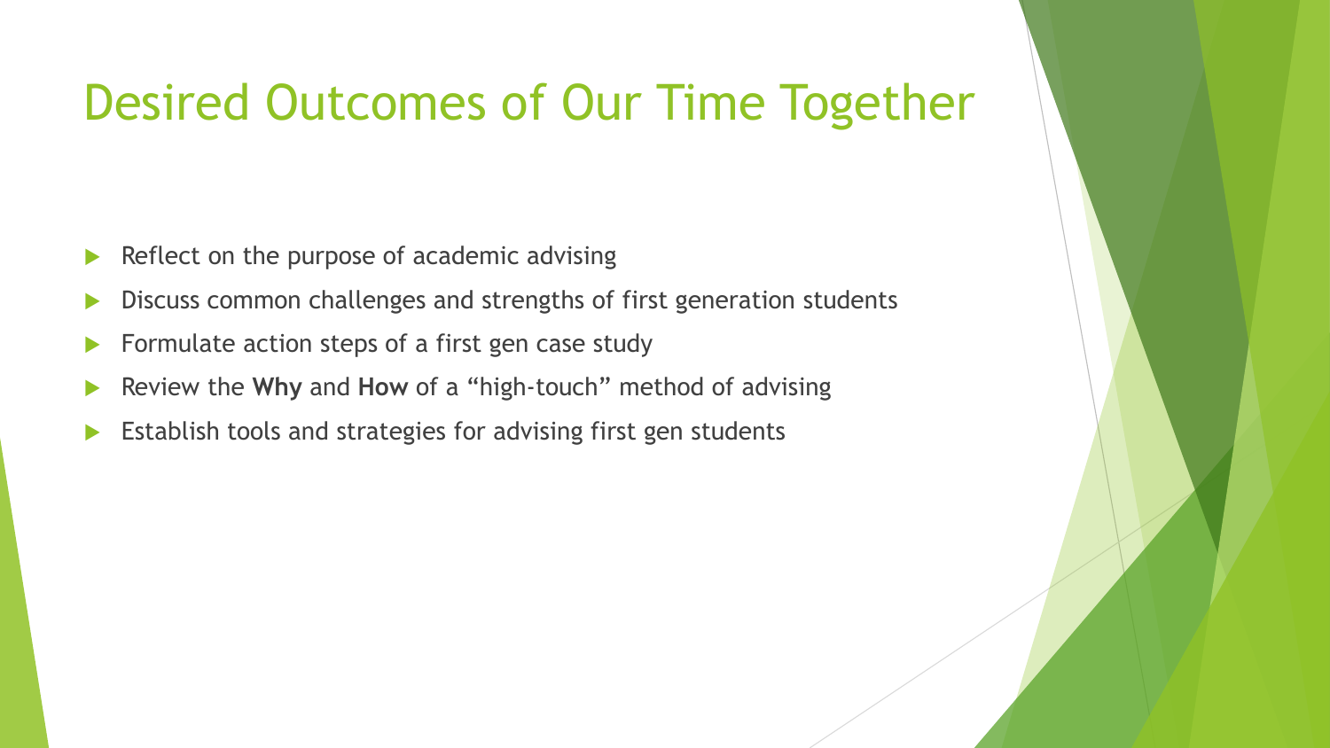# Desired Outcomes of Our Time Together

- Reflect on the purpose of academic advising
- Discuss common challenges and strengths of first generation students
- Formulate action steps of a first gen case study
- Review the **Why** and **How** of a "high-touch" method of advising
- Establish tools and strategies for advising first gen students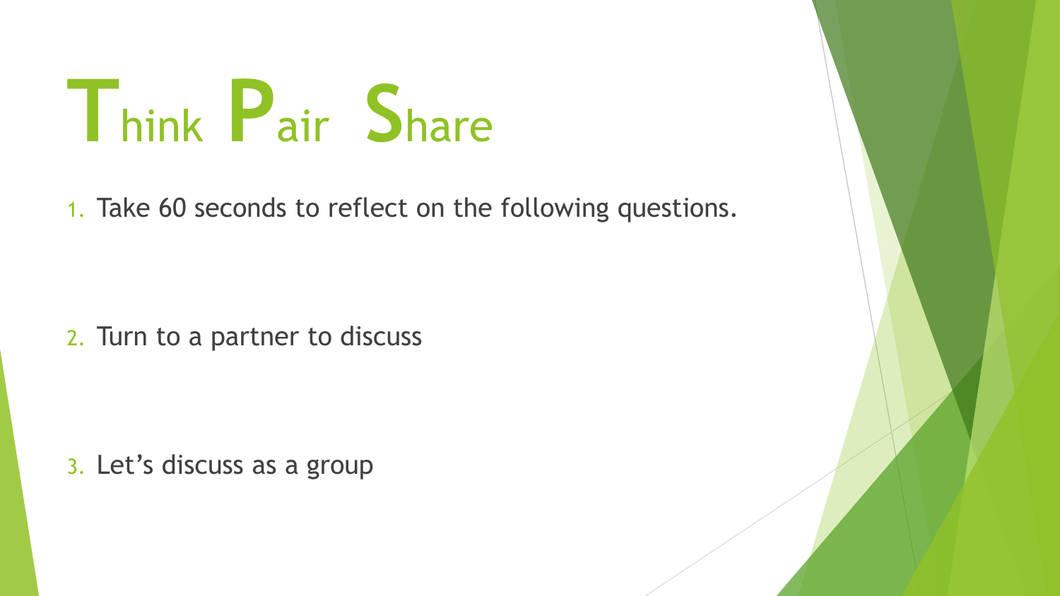# Think Pair Share

1. Take 60 seconds to reflect on the following questions.

2. Turn to a partner to discuss

3. Let's discuss as a group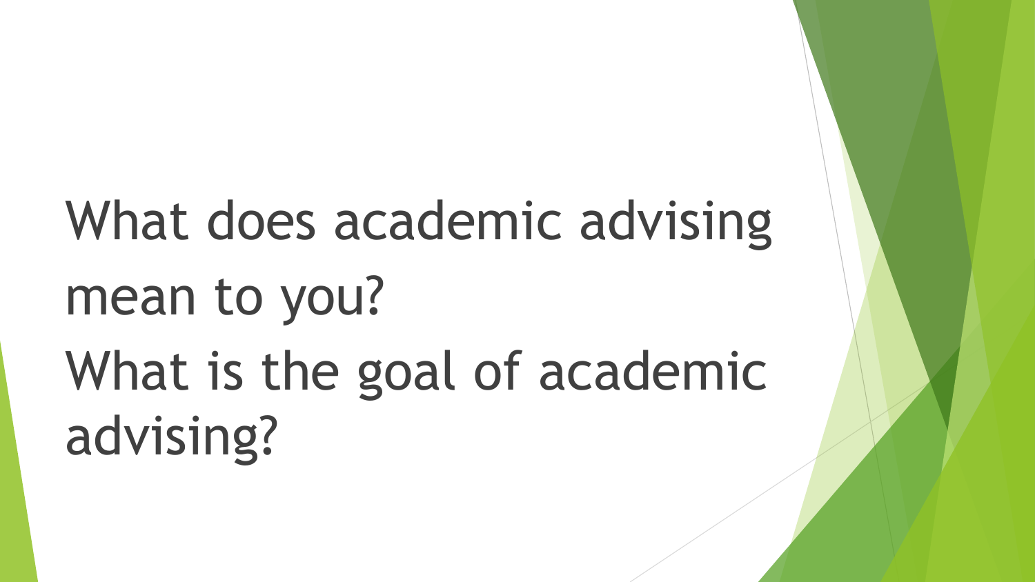What does academic advising mean to you?

What is the goal of academic advising?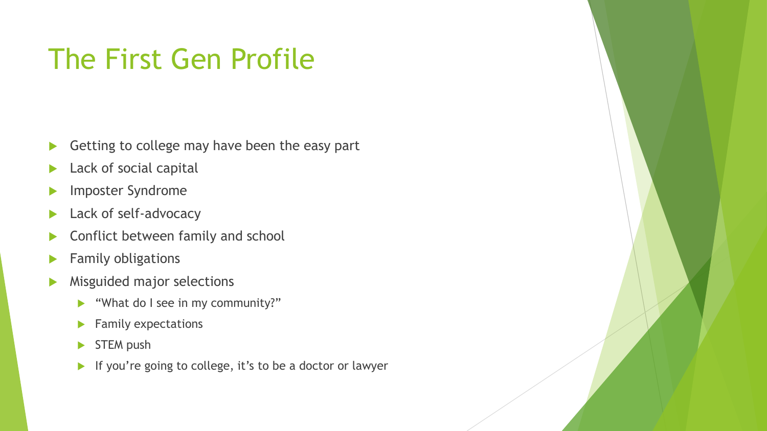# The First Gen Profile

- Getting to college may have been the easy part
- Lack of social capital
- Imposter Syndrome
- Lack of self-advocacy
- Conflict between family and school
- Family obligations
- Misguided major selections
  - "What do I see in my community?"
  - Family expectations
  - STEM push
  - If you're going to college, it's to be a doctor or lawyer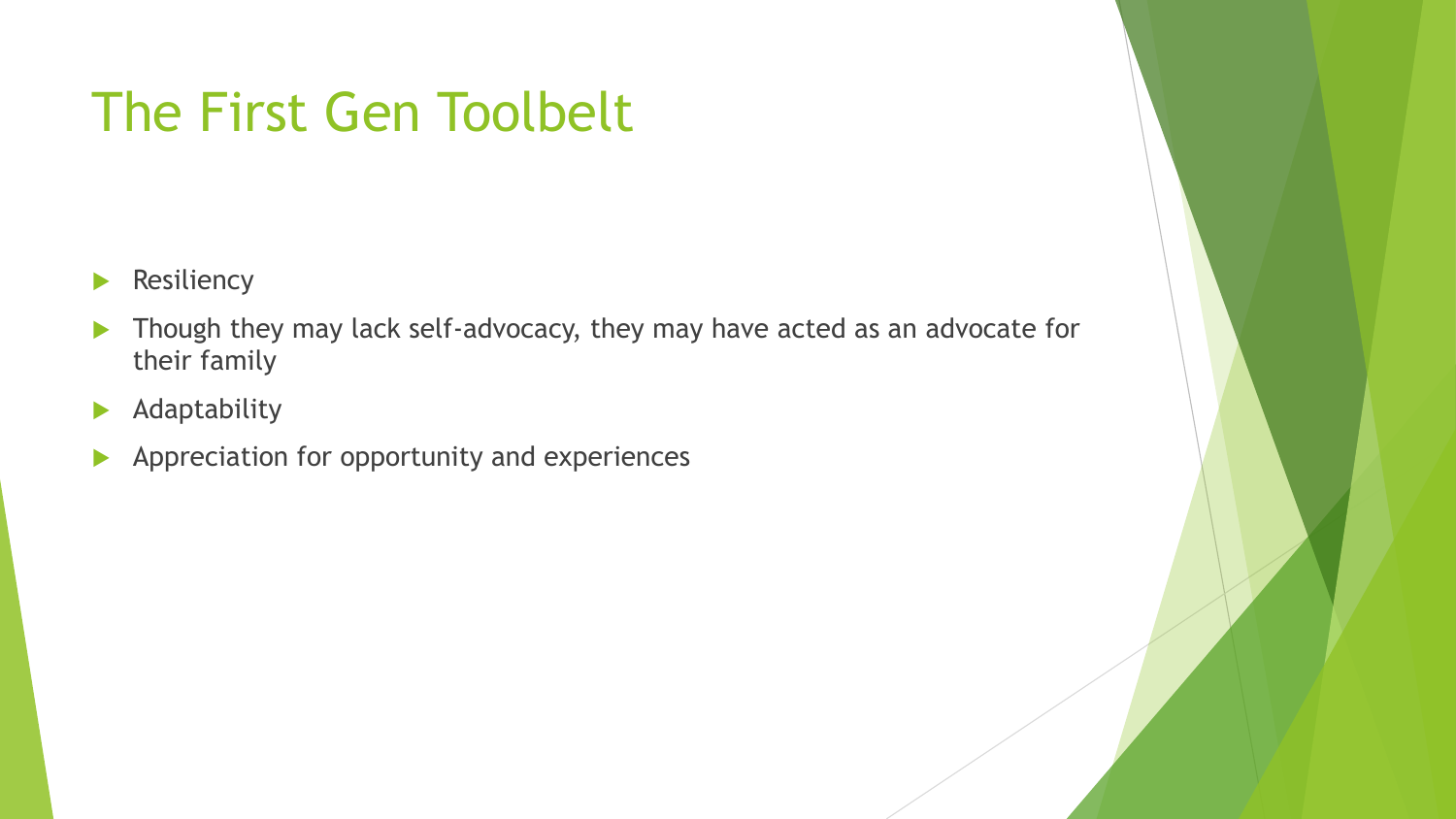# The First Gen Toolbelt

- Resiliency
- Though they may lack self-advocacy, they may have acted as an advocate for their family
- Adaptability
- Appreciation for opportunity and experiences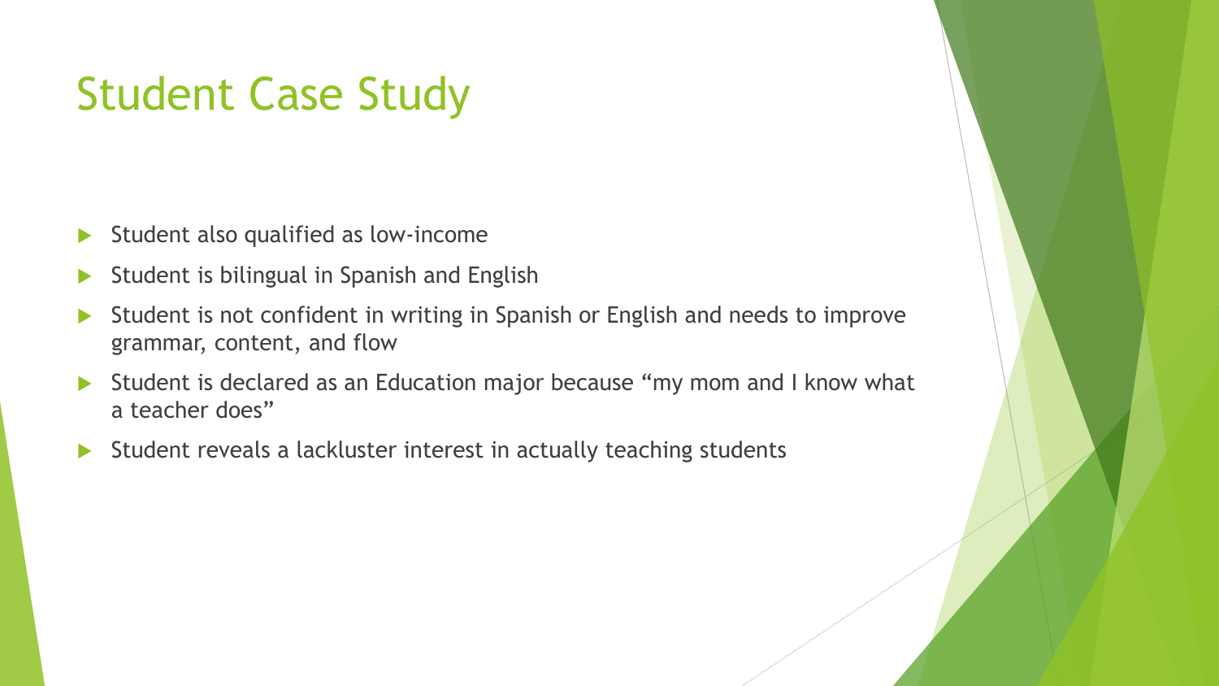# Student Case Study

- Student also qualified as low-income
- Student is bilingual in Spanish and English
- Student is not confident in writing in Spanish or English and needs to improve grammar, content, and flow
- Student is declared as an Education major because "my mom and I know what a teacher does"
- Student reveals a lackluster interest in actually teaching students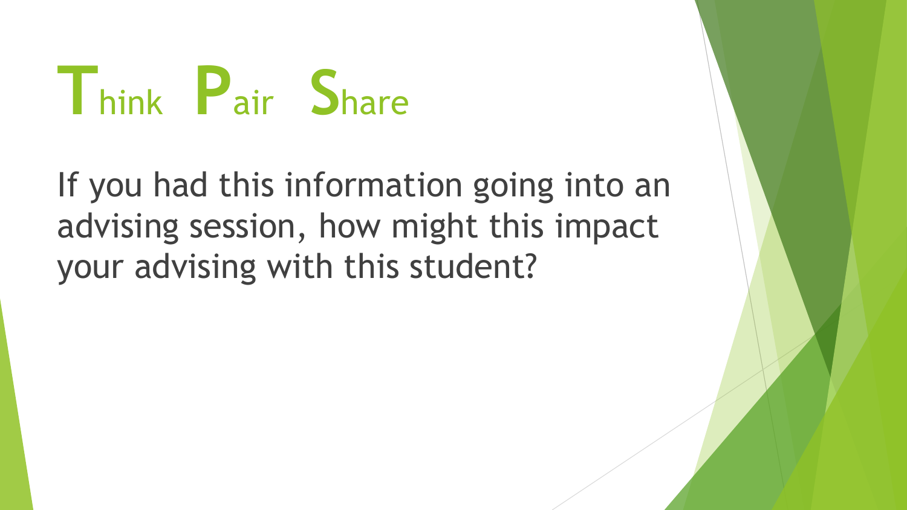# Think Pair Share

If you had this information going into an advising session, how might this impact your advising with this student?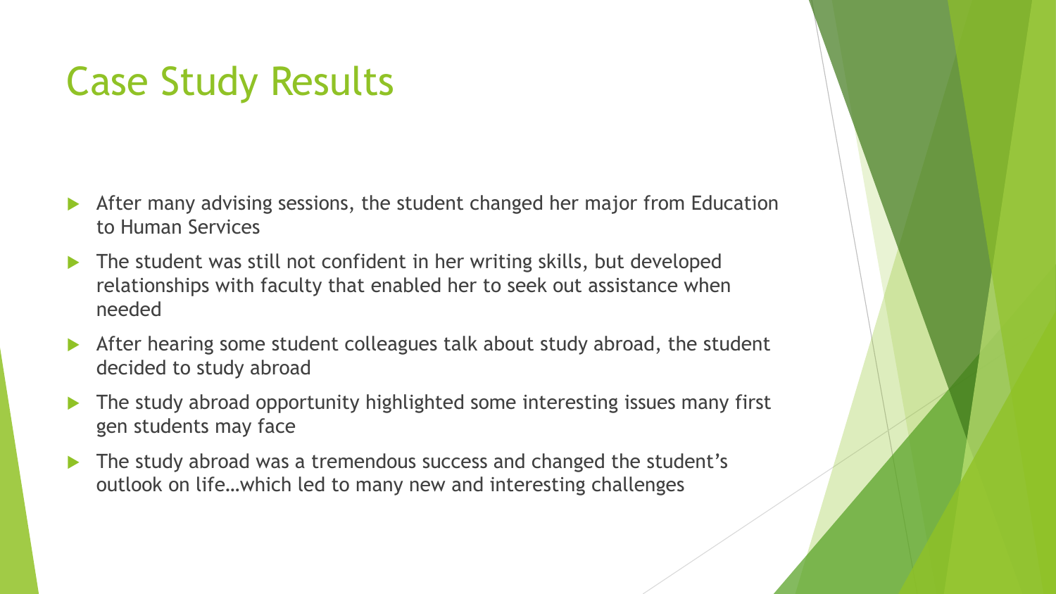# Case Study Results

- After many advising sessions, the student changed her major from Education to Human Services
- The student was still not confident in her writing skills, but developed relationships with faculty that enabled her to seek out assistance when needed
- After hearing some student colleagues talk about study abroad, the student decided to study abroad
- The study abroad opportunity highlighted some interesting issues many first gen students may face
- The study abroad was a tremendous success and changed the student's outlook on life…which led to many new and interesting challenges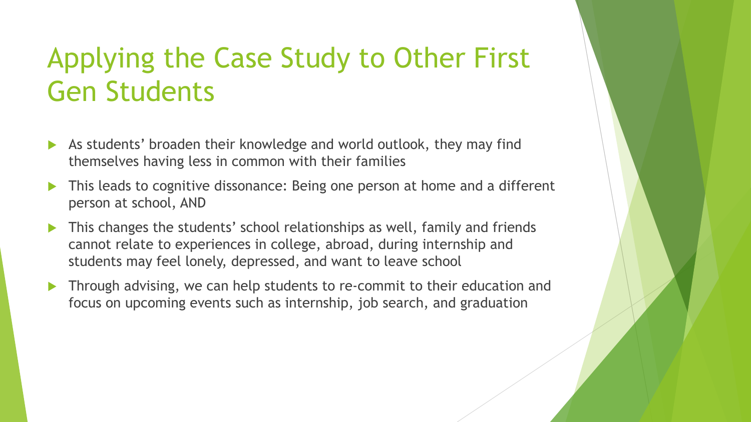# Applying the Case Study to Other First Gen Students

- As students' broaden their knowledge and world outlook, they may find themselves having less in common with their families
- This leads to cognitive dissonance: Being one person at home and a different person at school, AND
- This changes the students' school relationships as well, family and friends cannot relate to experiences in college, abroad, during internship and students may feel lonely, depressed, and want to leave school
- Through advising, we can help students to re-commit to their education and focus on upcoming events such as internship, job search, and graduation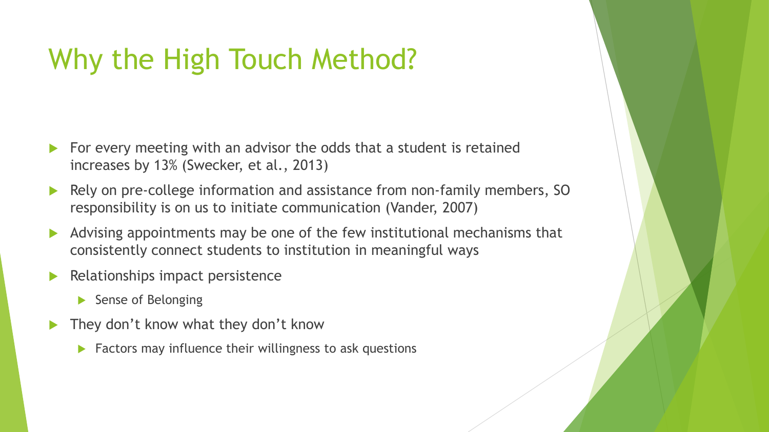# Why the High Touch Method?

- For every meeting with an advisor the odds that a student is retained increases by 13% (Swecker, et al., 2013)
- Rely on pre-college information and assistance from non-family members, SO responsibility is on us to initiate communication (Vander, 2007)
- Advising appointments may be one of the few institutional mechanisms that consistently connect students to institution in meaningful ways
- Relationships impact persistence
  - Sense of Belonging
- They don't know what they don't know
  - Factors may influence their willingness to ask questions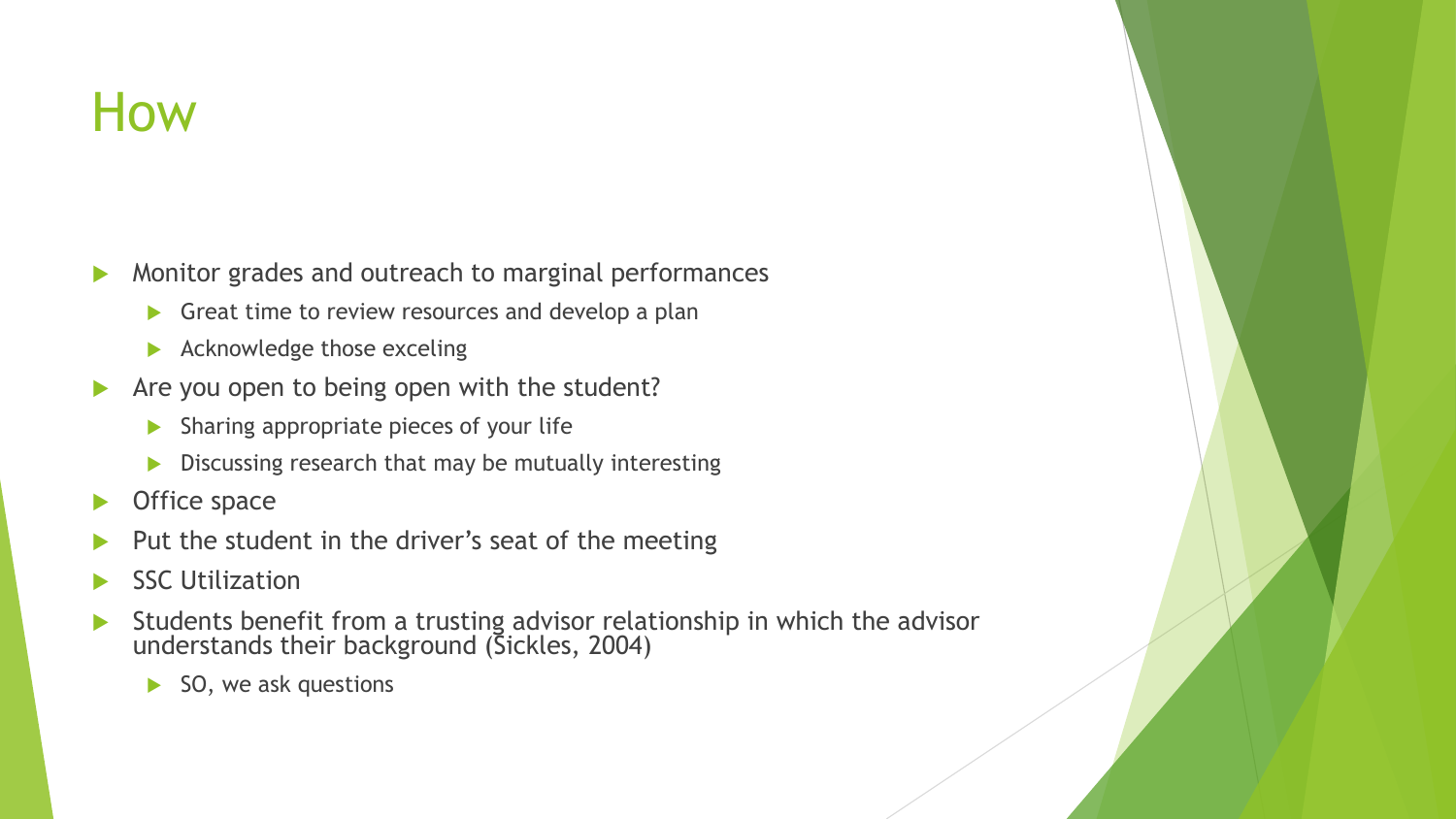# How

- Monitor grades and outreach to marginal performances
  - Great time to review resources and develop a plan
  - Acknowledge those exceling
- Are you open to being open with the student?
  - Sharing appropriate pieces of your life
  - Discussing research that may be mutually interesting
- Office space
- Put the student in the driver's seat of the meeting
- SSC Utilization
- Students benefit from a trusting advisor relationship in which the advisor understands their background (Sickles, 2004)
  - SO, we ask questions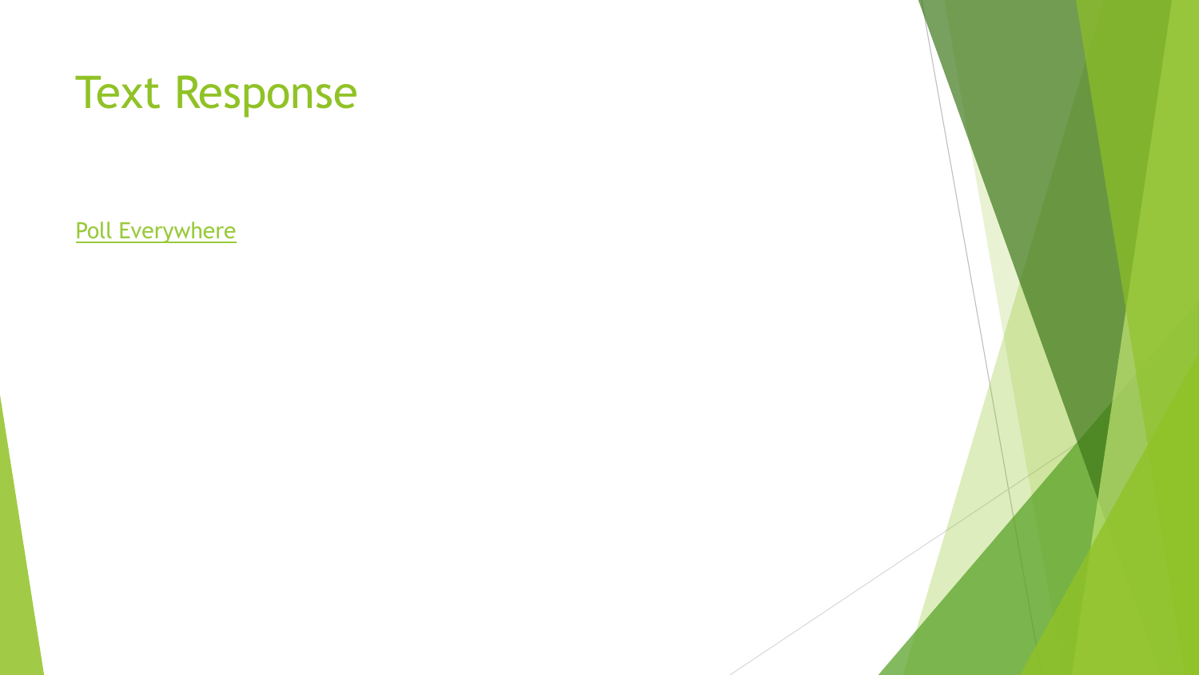# Text Response

Poll Everywhere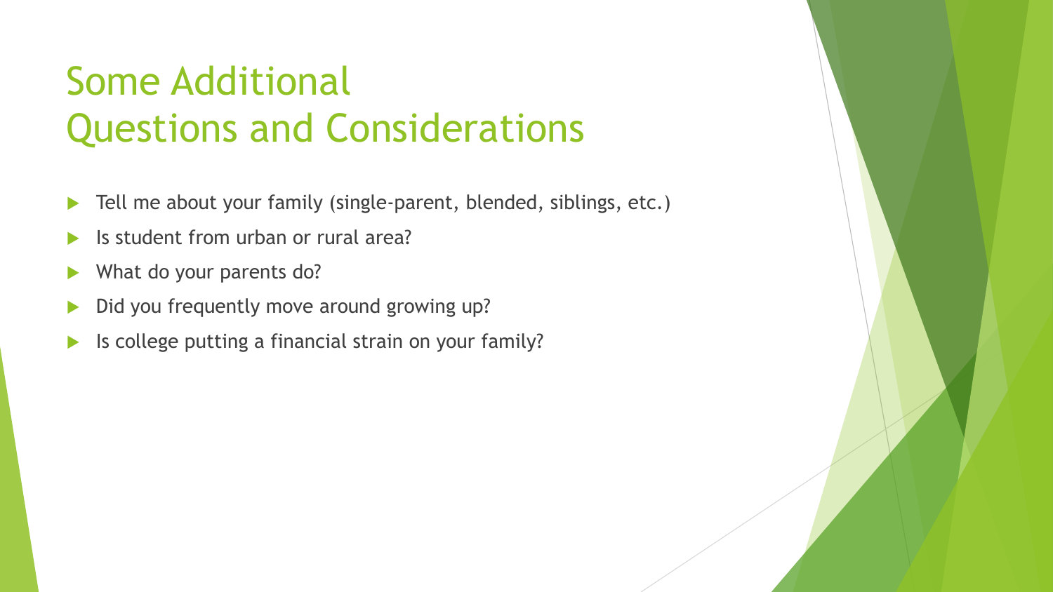# Some Additional Questions and Considerations

- Tell me about your family (single-parent, blended, siblings, etc.)
- Is student from urban or rural area?
- What do your parents do?
- Did you frequently move around growing up?
- Is college putting a financial strain on your family?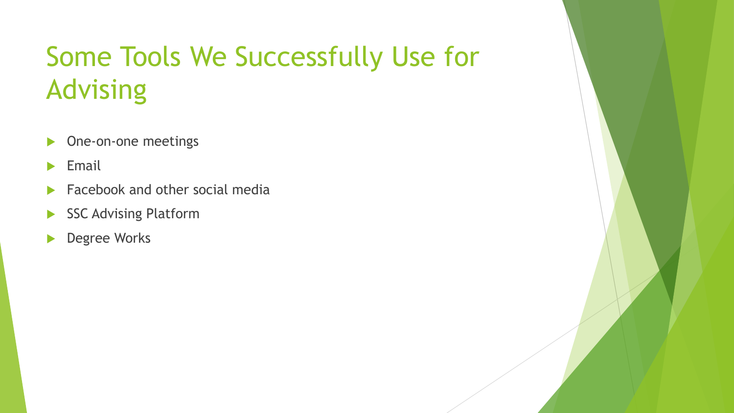# Some Tools We Successfully Use for Advising

- One-on-one meetings
- Email
- Facebook and other social media
- SSC Advising Platform
- Degree Works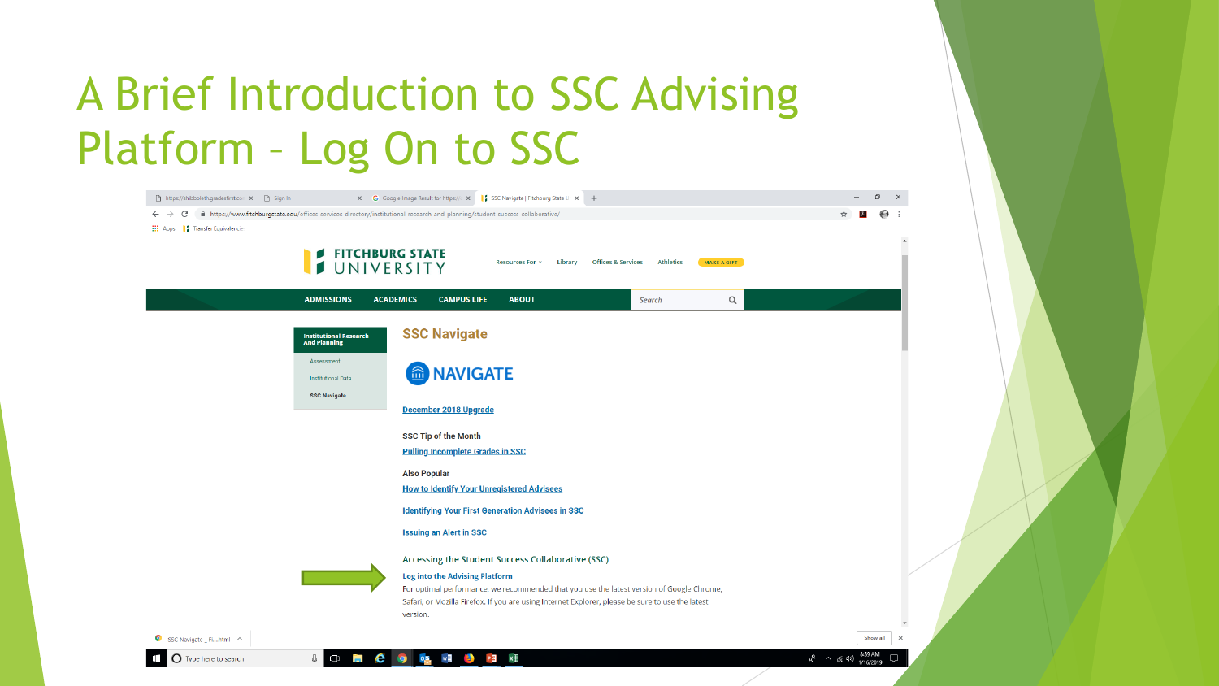# A Brief Introduction to SSC Advising Platform – Log On to SSC

FITCHBURG STATE UNIVERSITY

Resources For · Library · Offices & Services · Athletics · MAKE A GIFT

ADMISSIONS · ACADEMICS · CAMPUS LIFE · ABOUT

Institutional Research And Planning

- Assessment
- Institutional Data
- SSC Navigate

## SSC Navigate

NAVIGATE

December 2018 Upgrade

**SSC Tip of the Month**

Pulling Incomplete Grades in SSC

**Also Popular**

How to Identify Your Unregistered Advisees

Identifying Your First Generation Advisees in SSC

Issuing an Alert in SSC

Accessing the Student Success Collaborative (SSC)

**Log into the Advising Platform**

For optimal performance, we recommended that you use the latest version of Google Chrome, Safari, or Mozilla Firefox. If you are using Internet Explorer, please be sure to use the latest version.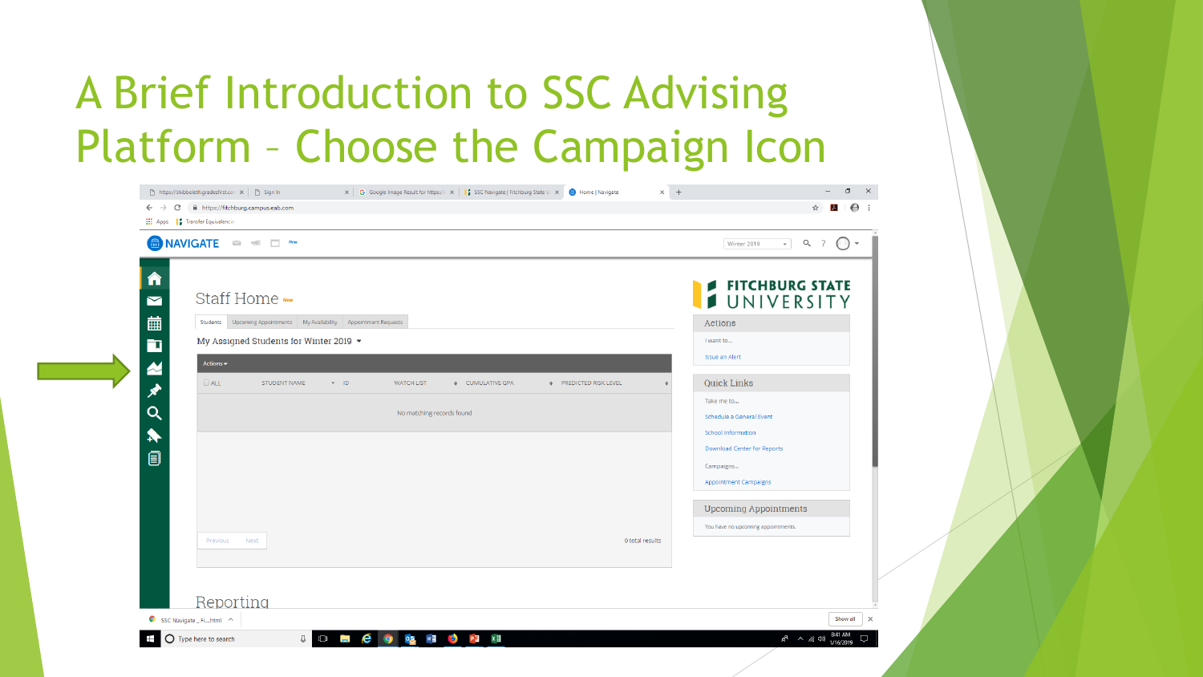# A Brief Introduction to SSC Advising Platform – Choose the Campaign Icon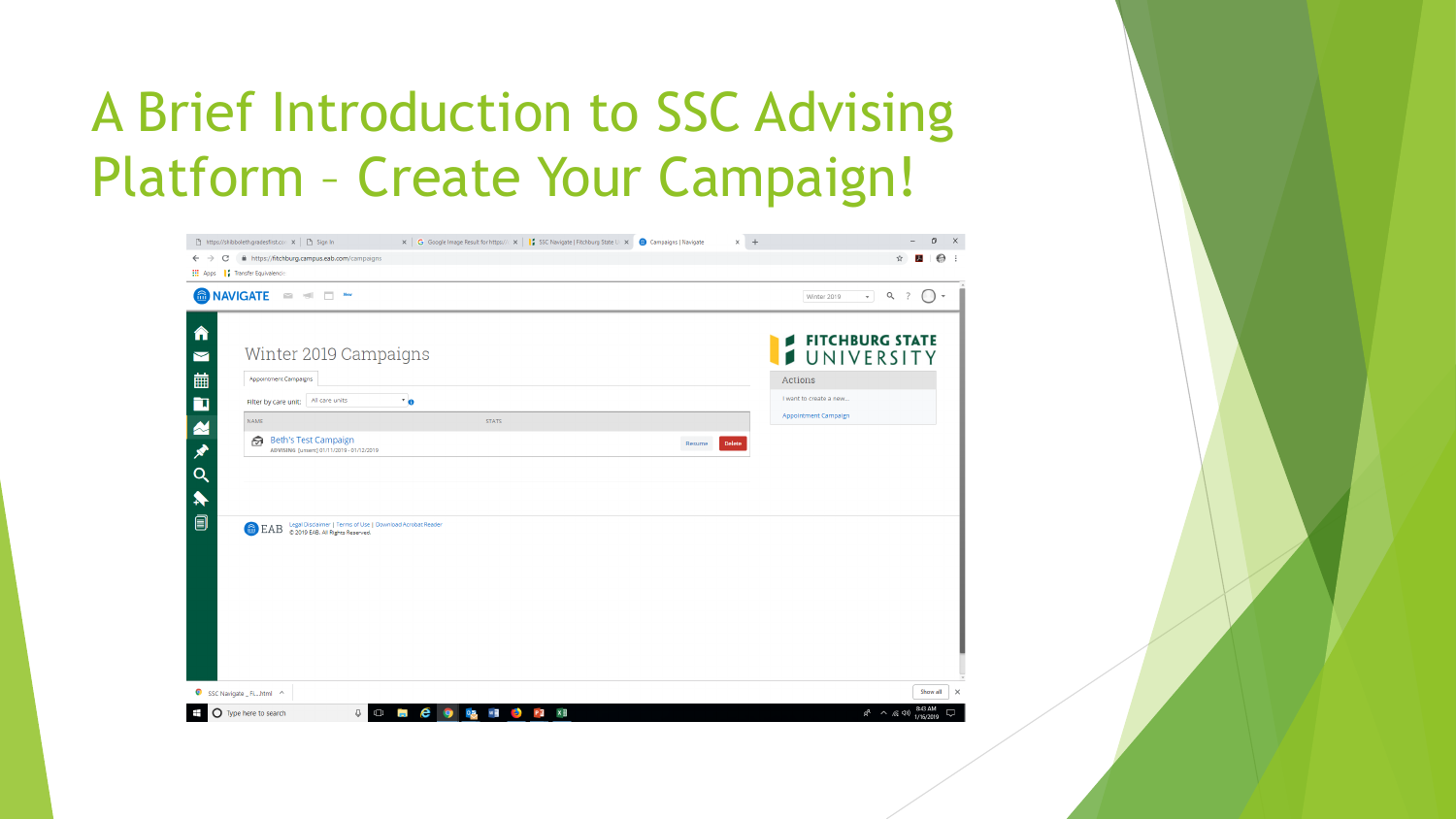# A Brief Introduction to SSC Advising Platform – Create Your Campaign!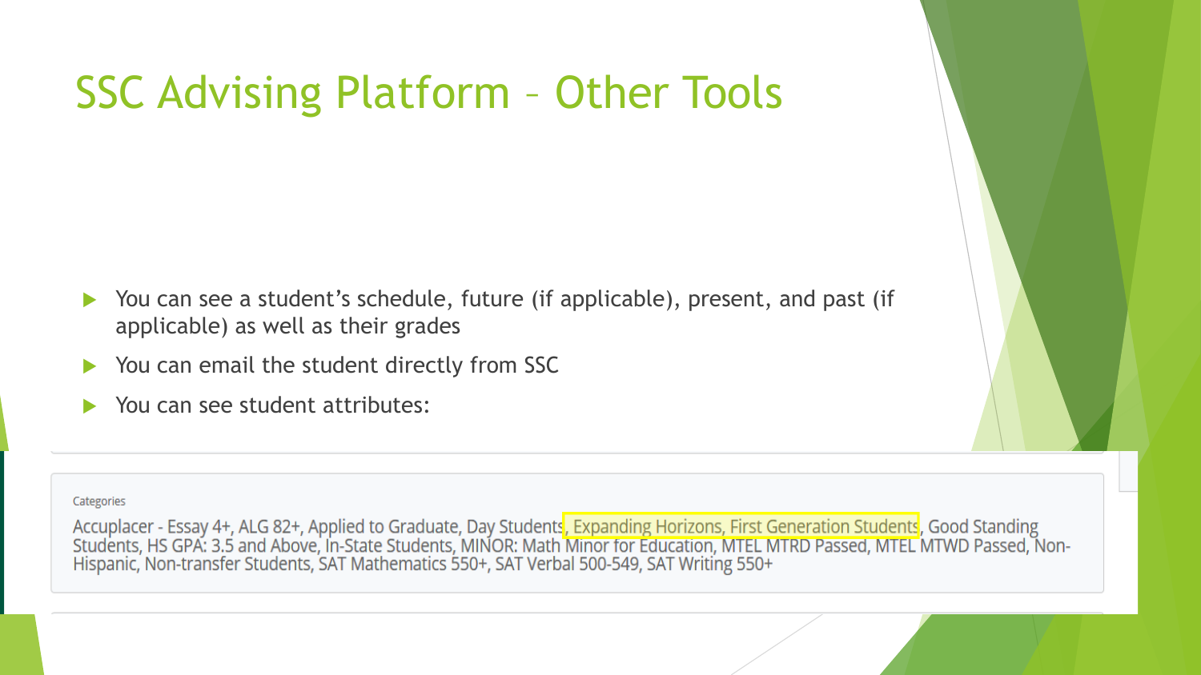# SSC Advising Platform – Other Tools

- You can see a student's schedule, future (if applicable), present, and past (if applicable) as well as their grades
- You can email the student directly from SSC
- You can see student attributes:

Categories

Accuplacer - Essay 4+, ALG 82+, Applied to Graduate, Day Students, Expanding Horizons, First Generation Students, Good Standing Students, HS GPA: 3.5 and Above, In-State Students, MINOR: Math Minor for Education, MTEL MTRD Passed, MTEL MTWD Passed, Non-Hispanic, Non-transfer Students, SAT Mathematics 550+, SAT Verbal 500-549, SAT Writing 550+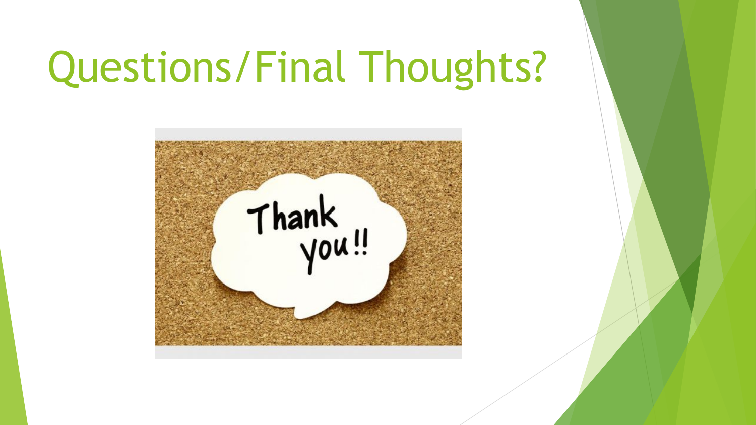# Questions/Final Thoughts?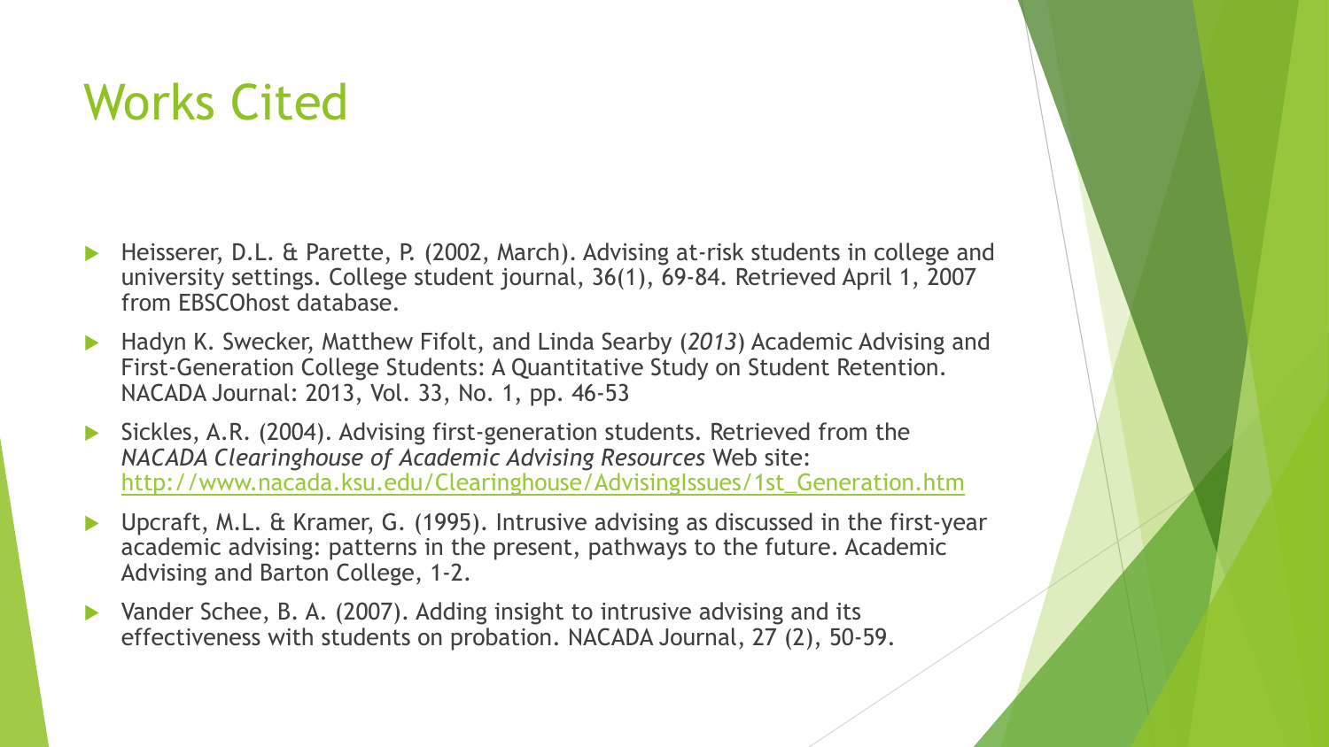# Works Cited

- Heisserer, D.L. & Parette, P. (2002, March). Advising at-risk students in college and university settings. College student journal, 36(1), 69-84. Retrieved April 1, 2007 from EBSCOhost database.
- Hadyn K. Swecker, Matthew Fifolt, and Linda Searby (*2013*) Academic Advising and First-Generation College Students: A Quantitative Study on Student Retention. NACADA Journal: 2013, Vol. 33, No. 1, pp. 46-53
- Sickles, A.R. (2004). Advising first-generation students. Retrieved from the *NACADA Clearinghouse of Academic Advising Resources* Web site: http://www.nacada.ksu.edu/Clearinghouse/AdvisingIssues/1st_Generation.htm
- Upcraft, M.L. & Kramer, G. (1995). Intrusive advising as discussed in the first-year academic advising: patterns in the present, pathways to the future. Academic Advising and Barton College, 1-2.
- Vander Schee, B. A. (2007). Adding insight to intrusive advising and its effectiveness with students on probation. NACADA Journal, 27 (2), 50-59.